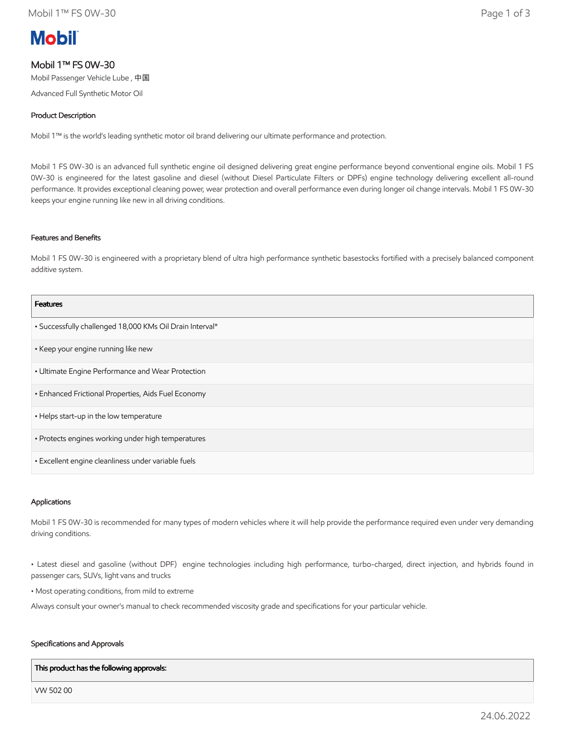**Mobil**

# Mobil 1™ FS 0W-30

Mobil Passenger Vehicle Lube , 中国

Advanced Full Synthetic Motor Oil

## Product Description

Mobil 1™ is the world's leading synthetic motor oil brand delivering our ultimate performance and protection.

Mobil 1 FS 0W-30 is an advanced full synthetic engine oil designed delivering great engine performance beyond conventional engine oils. Mobil 1 FS 0W-30 is engineered for the latest gasoline and diesel (without Diesel Particulate Filters or DPFs) engine technology delivering excellent all-round performance. It provides exceptional cleaning power, wear protection and overall performance even during longer oil change intervals. Mobil 1 FS 0W-30 keeps your engine running like new in all driving conditions.

## Features and Benefits

Mobil 1 FS 0W-30 is engineered with a proprietary blend of ultra high performance synthetic basestocks fortified with a precisely balanced component additive system.

| Features |
| --- |
| • Successfully challenged 18,000 KMs Oil Drain Interval* |
| • Keep your engine running like new |
| • Ultimate Engine Performance and Wear Protection |
| • Enhanced Frictional Properties, Aids Fuel Economy |
| • Helps start-up in the low temperature |
| • Protects engines working under high temperatures |
| • Excellent engine cleanliness under variable fuels |

## Applications

Mobil 1 FS 0W-30 is recommended for many types of modern vehicles where it will help provide the performance required even under very demanding driving conditions.

• Latest diesel and gasoline (without DPF) engine technologies including high performance, turbo-charged, direct injection, and hybrids found in passenger cars, SUVs, light vans and trucks

• Most operating conditions, from mild to extreme

Always consult your owner's manual to check recommended viscosity grade and specifications for your particular vehicle.

## Specifications and Approvals

| This product has the following approvals: |
| --- |
| VW 502 00 |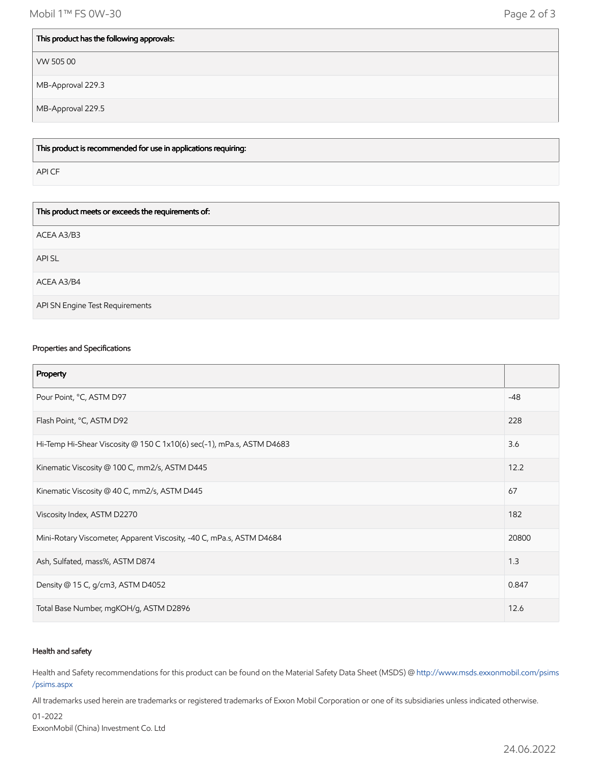| This product has the following approvals: |
| --- |
| VW 505 00 |
| MB-Approval 229.3 |
| MB-Approval 229.5 |

| This product is recommended for use in applications requiring: |
| --- |
| API CF |

| This product meets or exceeds the requirements of: |
| --- |
| ACEA A3/B3 |
| API SL |
| ACEA A3/B4 |
| API SN Engine Test Requirements |

### Properties and Specifications

| Property | |
| --- | --- |
| Pour Point, °C, ASTM D97 | -48 |
| Flash Point, °C, ASTM D92 | 228 |
| Hi-Temp Hi-Shear Viscosity @ 150 C 1x10(6) sec(-1), mPa.s, ASTM D4683 | 3.6 |
| Kinematic Viscosity @ 100 C, mm2/s, ASTM D445 | 12.2 |
| Kinematic Viscosity @ 40 C, mm2/s, ASTM D445 | 67 |
| Viscosity Index, ASTM D2270 | 182 |
| Mini-Rotary Viscometer, Apparent Viscosity, -40 C, mPa.s, ASTM D4684 | 20800 |
| Ash, Sulfated, mass%, ASTM D874 | 1.3 |
| Density @ 15 C, g/cm3, ASTM D4052 | 0.847 |
| Total Base Number, mgKOH/g, ASTM D2896 | 12.6 |

### Health and safety

Health and Safety recommendations for this product can be found on the Material Safety Data Sheet (MSDS) @ http://www.msds.exxonmobil.com/psims/psims.aspx

All trademarks used herein are trademarks or registered trademarks of Exxon Mobil Corporation or one of its subsidiaries unless indicated otherwise.

01-2022
ExxonMobil (China) Investment Co. Ltd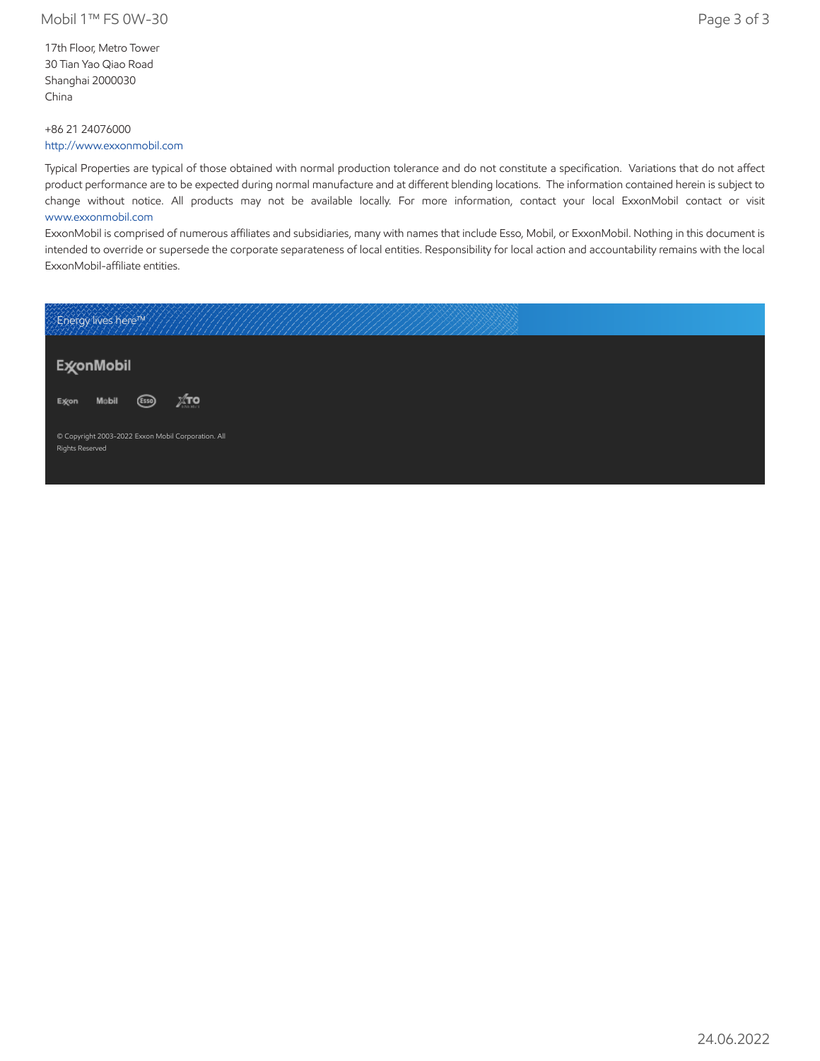17th Floor, Metro Tower
30 Tian Yao Qiao Road
Shanghai 2000030
China

+86 21 24076000
http://www.exxonmobil.com

Typical Properties are typical of those obtained with normal production tolerance and do not constitute a specification. Variations that do not affect product performance are to be expected during normal manufacture and at different blending locations. The information contained herein is subject to change without notice. All products may not be available locally. For more information, contact your local ExxonMobil contact or visit www.exxonmobil.com

ExxonMobil is comprised of numerous affiliates and subsidiaries, many with names that include Esso, Mobil, or ExxonMobil. Nothing in this document is intended to override or supersede the corporate separateness of local entities. Responsibility for local action and accountability remains with the local ExxonMobil-affiliate entities.

Energy lives here™

ExxonMobil

Exxon Mobil Esso XTO

© Copyright 2003-2022 Exxon Mobil Corporation. All Rights Reserved

24.06.2022